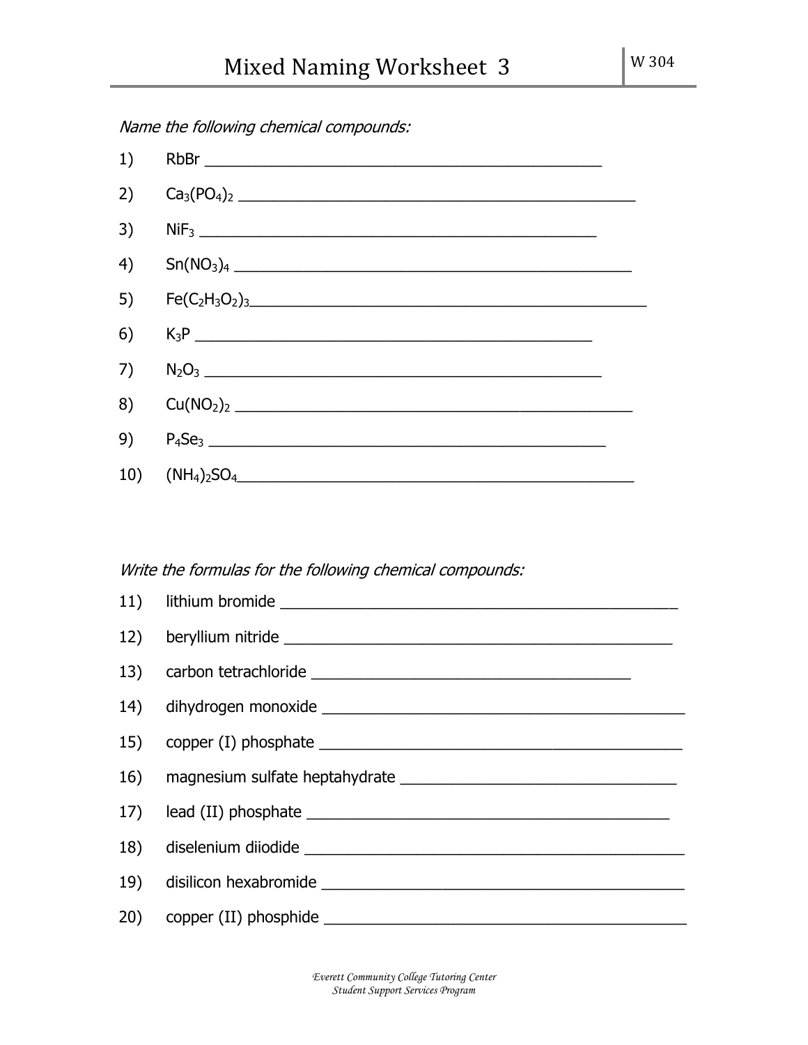# Mixed Naming Worksheet 3

W 304

*Name the following chemical compounds:*

1) $RbBr$ ______________________________________________

2) $Ca_3(PO_4)_2$ ______________________________________________

3) $NiF_3$ ______________________________________________

4) $Sn(NO_3)_4$ ______________________________________________

5) $Fe(C_2H_3O_2)_3$______________________________________________

6) $K_3P$ ______________________________________________

7) $N_2O_3$ ______________________________________________

8) $Cu(NO_2)_2$ ______________________________________________

9) $P_4Se_3$ ______________________________________________

10) $(NH_4)_2SO_4$______________________________________________

*Write the formulas for the following chemical compounds:*

11) lithium bromide ______________________________________________

12) beryllium nitride ______________________________________________

13) carbon tetrachloride ______________________________________

14) dihydrogen monoxide ______________________________________________

15) copper (I) phosphate ______________________________________________

16) magnesium sulfate heptahydrate ________________________________

17) lead (II) phosphate ______________________________________________

18) diselenium diiodide ______________________________________________

19) disilicon hexabromide ______________________________________________

20) copper (II) phosphide ______________________________________________

*Everett Community College Tutoring Center*
*Student Support Services Program*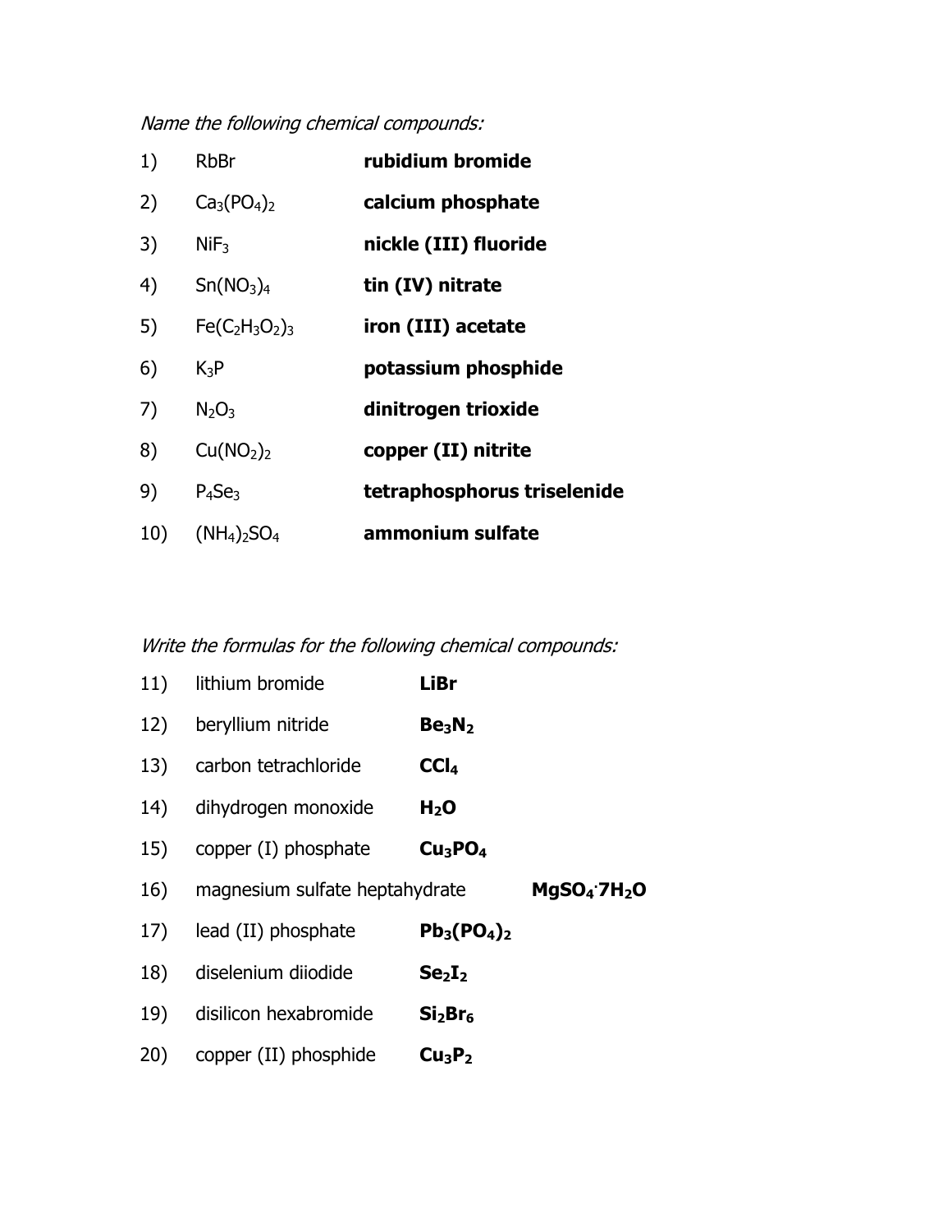*Name the following chemical compounds:*

1) RbBr **rubidium bromide**

2) $Ca_3(PO_4)_2$ **calcium phosphate**

3) $NiF_3$ **nickle (III) fluoride**

4) $Sn(NO_3)_4$ **tin (IV) nitrate**

5) $Fe(C_2H_3O_2)_3$ **iron (III) acetate**

6) $K_3P$ **potassium phosphide**

7) $N_2O_3$ **dinitrogen trioxide**

8) $Cu(NO_2)_2$ **copper (II) nitrite**

9) $P_4Se_3$ **tetraphosphorus triselenide**

10) $(NH_4)_2SO_4$ **ammonium sulfate**

*Write the formulas for the following chemical compounds:*

11) lithium bromide **LiBr**

12) beryllium nitride **$Be_3N_2$**

13) carbon tetrachloride **$CCl_4$**

14) dihydrogen monoxide **$H_2O$**

15) copper (I) phosphate **$Cu_3PO_4$**

16) magnesium sulfate heptahydrate **$MgSO_4 \cdot 7H_2O$**

17) lead (II) phosphate **$Pb_3(PO_4)_2$**

18) diselenium diiodide **$Se_2I_2$**

19) disilicon hexabromide **$Si_2Br_6$**

20) copper (II) phosphide **$Cu_3P_2$**